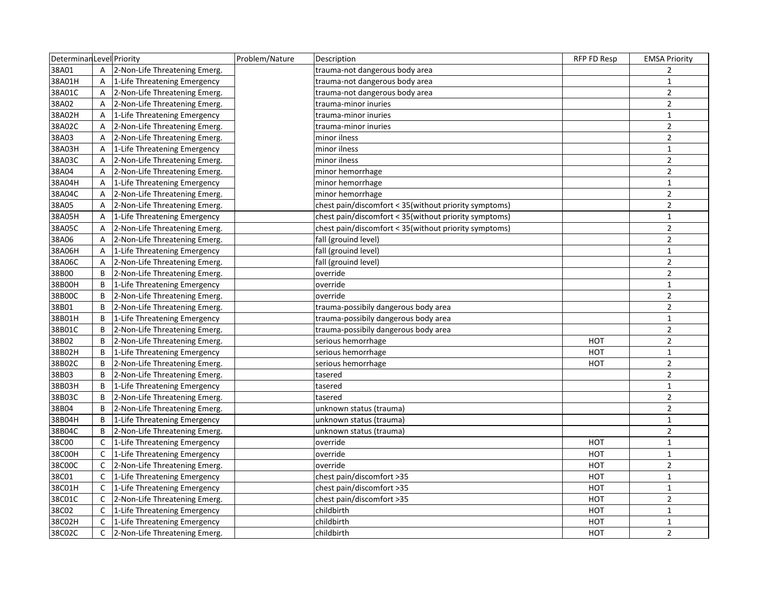| Determinan | Level | Priority | Problem/Nature | Description | RFP FD Resp | EMSA Priority |
|---|---|---|---|---|---|---|
| 38A01 | A | 2-Non-Life Threatening Emerg. | | trauma-not dangerous body area | | 2 |
| 38A01H | A | 1-Life Threatening Emergency | | trauma-not dangerous body area | | 1 |
| 38A01C | A | 2-Non-Life Threatening Emerg. | | trauma-not dangerous body area | | 2 |
| 38A02 | A | 2-Non-Life Threatening Emerg. | | trauma-minor inuries | | 2 |
| 38A02H | A | 1-Life Threatening Emergency | | trauma-minor inuries | | 1 |
| 38A02C | A | 2-Non-Life Threatening Emerg. | | trauma-minor inuries | | 2 |
| 38A03 | A | 2-Non-Life Threatening Emerg. | | minor ilness | | 2 |
| 38A03H | A | 1-Life Threatening Emergency | | minor ilness | | 1 |
| 38A03C | A | 2-Non-Life Threatening Emerg. | | minor ilness | | 2 |
| 38A04 | A | 2-Non-Life Threatening Emerg. | | minor hemorrhage | | 2 |
| 38A04H | A | 1-Life Threatening Emergency | | minor hemorrhage | | 1 |
| 38A04C | A | 2-Non-Life Threatening Emerg. | | minor hemorrhage | | 2 |
| 38A05 | A | 2-Non-Life Threatening Emerg. | | chest pain/discomfort < 35(without priority symptoms) | | 2 |
| 38A05H | A | 1-Life Threatening Emergency | | chest pain/discomfort < 35(without priority symptoms) | | 1 |
| 38A05C | A | 2-Non-Life Threatening Emerg. | | chest pain/discomfort < 35(without priority symptoms) | | 2 |
| 38A06 | A | 2-Non-Life Threatening Emerg. | | fall (grouind level) | | 2 |
| 38A06H | A | 1-Life Threatening Emergency | | fall (grouind level) | | 1 |
| 38A06C | A | 2-Non-Life Threatening Emerg. | | fall (grouind level) | | 2 |
| 38B00 | B | 2-Non-Life Threatening Emerg. | | override | | 2 |
| 38B00H | B | 1-Life Threatening Emergency | | override | | 1 |
| 38B00C | B | 2-Non-Life Threatening Emerg. | | override | | 2 |
| 38B01 | B | 2-Non-Life Threatening Emerg. | | trauma-possibily dangerous body area | | 2 |
| 38B01H | B | 1-Life Threatening Emergency | | trauma-possibily dangerous body area | | 1 |
| 38B01C | B | 2-Non-Life Threatening Emerg. | | trauma-possibily dangerous body area | | 2 |
| 38B02 | B | 2-Non-Life Threatening Emerg. | | serious hemorrhage | HOT | 2 |
| 38B02H | B | 1-Life Threatening Emergency | | serious hemorrhage | HOT | 1 |
| 38B02C | B | 2-Non-Life Threatening Emerg. | | serious hemorrhage | HOT | 2 |
| 38B03 | B | 2-Non-Life Threatening Emerg. | | tasered | | 2 |
| 38B03H | B | 1-Life Threatening Emergency | | tasered | | 1 |
| 38B03C | B | 2-Non-Life Threatening Emerg. | | tasered | | 2 |
| 38B04 | B | 2-Non-Life Threatening Emerg. | | unknown status (trauma) | | 2 |
| 38B04H | B | 1-Life Threatening Emergency | | unknown status (trauma) | | 1 |
| 38B04C | B | 2-Non-Life Threatening Emerg. | | unknown status (trauma) | | 2 |
| 38C00 | C | 1-Life Threatening Emergency | | override | HOT | 1 |
| 38C00H | C | 1-Life Threatening Emergency | | override | HOT | 1 |
| 38C00C | C | 2-Non-Life Threatening Emerg. | | override | HOT | 2 |
| 38C01 | C | 1-Life Threatening Emergency | | chest pain/discomfort >35 | HOT | 1 |
| 38C01H | C | 1-Life Threatening Emergency | | chest pain/discomfort >35 | HOT | 1 |
| 38C01C | C | 2-Non-Life Threatening Emerg. | | chest pain/discomfort >35 | HOT | 2 |
| 38C02 | C | 1-Life Threatening Emergency | | childbirth | HOT | 1 |
| 38C02H | C | 1-Life Threatening Emergency | | childbirth | HOT | 1 |
| 38C02C | C | 2-Non-Life Threatening Emerg. | | childbirth | HOT | 2 |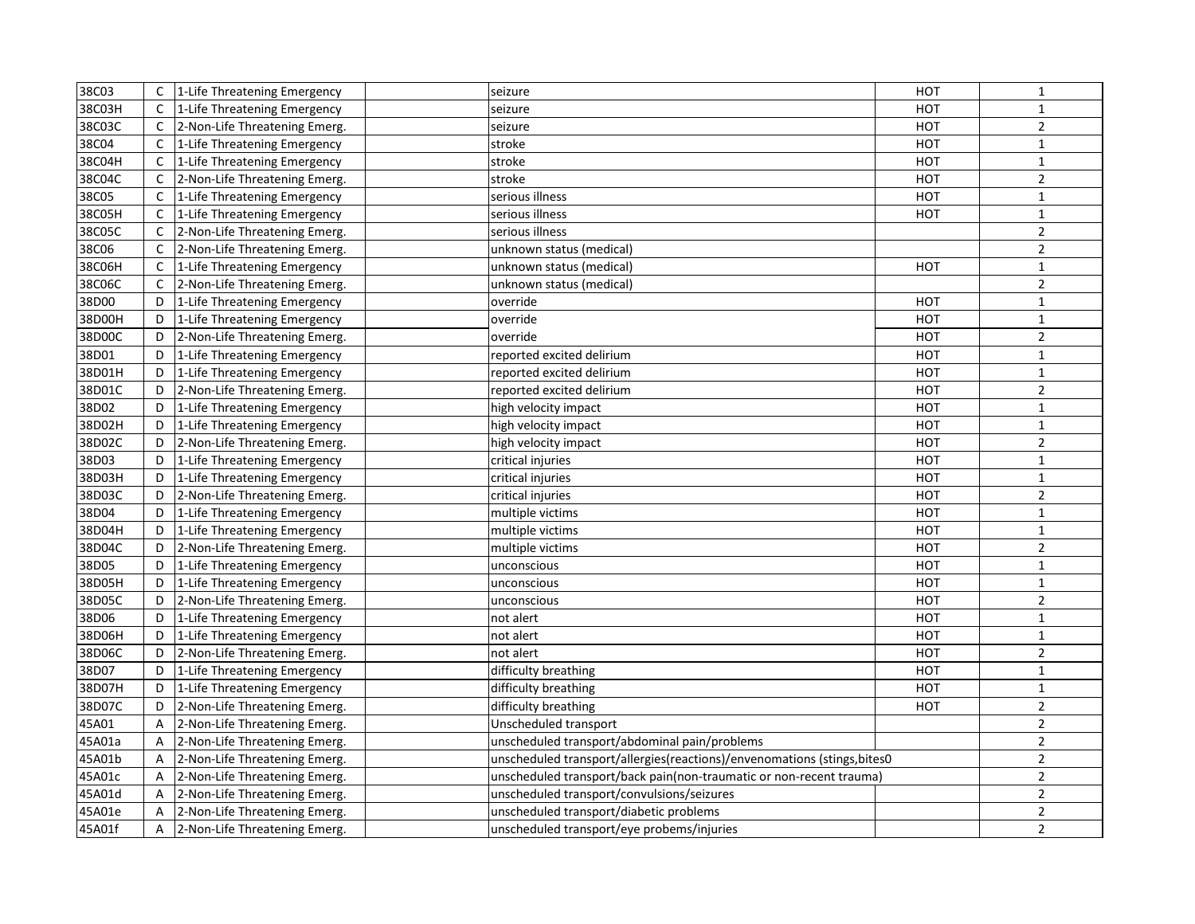| | | | | | | |
|---|---|---|---|---|---|---|
| 38C03 | C | 1-Life Threatening Emergency | | seizure | HOT | 1 |
| 38C03H | C | 1-Life Threatening Emergency | | seizure | HOT | 1 |
| 38C03C | C | 2-Non-Life Threatening Emerg. | | seizure | HOT | 2 |
| 38C04 | C | 1-Life Threatening Emergency | | stroke | HOT | 1 |
| 38C04H | C | 1-Life Threatening Emergency | | stroke | HOT | 1 |
| 38C04C | C | 2-Non-Life Threatening Emerg. | | stroke | HOT | 2 |
| 38C05 | C | 1-Life Threatening Emergency | | serious illness | HOT | 1 |
| 38C05H | C | 1-Life Threatening Emergency | | serious illness | HOT | 1 |
| 38C05C | C | 2-Non-Life Threatening Emerg. | | serious illness | | 2 |
| 38C06 | C | 2-Non-Life Threatening Emerg. | | unknown status (medical) | | 2 |
| 38C06H | C | 1-Life Threatening Emergency | | unknown status (medical) | HOT | 1 |
| 38C06C | C | 2-Non-Life Threatening Emerg. | | unknown status (medical) | | 2 |
| 38D00 | D | 1-Life Threatening Emergency | | override | HOT | 1 |
| 38D00H | D | 1-Life Threatening Emergency | | override | HOT | 1 |
| 38D00C | D | 2-Non-Life Threatening Emerg. | | override | HOT | 2 |
| 38D01 | D | 1-Life Threatening Emergency | | reported excited delirium | HOT | 1 |
| 38D01H | D | 1-Life Threatening Emergency | | reported excited delirium | HOT | 1 |
| 38D01C | D | 2-Non-Life Threatening Emerg. | | reported excited delirium | HOT | 2 |
| 38D02 | D | 1-Life Threatening Emergency | | high velocity impact | HOT | 1 |
| 38D02H | D | 1-Life Threatening Emergency | | high velocity impact | HOT | 1 |
| 38D02C | D | 2-Non-Life Threatening Emerg. | | high velocity impact | HOT | 2 |
| 38D03 | D | 1-Life Threatening Emergency | | critical injuries | HOT | 1 |
| 38D03H | D | 1-Life Threatening Emergency | | critical injuries | HOT | 1 |
| 38D03C | D | 2-Non-Life Threatening Emerg. | | critical injuries | HOT | 2 |
| 38D04 | D | 1-Life Threatening Emergency | | multiple victims | HOT | 1 |
| 38D04H | D | 1-Life Threatening Emergency | | multiple victims | HOT | 1 |
| 38D04C | D | 2-Non-Life Threatening Emerg. | | multiple victims | HOT | 2 |
| 38D05 | D | 1-Life Threatening Emergency | | unconscious | HOT | 1 |
| 38D05H | D | 1-Life Threatening Emergency | | unconscious | HOT | 1 |
| 38D05C | D | 2-Non-Life Threatening Emerg. | | unconscious | HOT | 2 |
| 38D06 | D | 1-Life Threatening Emergency | | not alert | HOT | 1 |
| 38D06H | D | 1-Life Threatening Emergency | | not alert | HOT | 1 |
| 38D06C | D | 2-Non-Life Threatening Emerg. | | not alert | HOT | 2 |
| 38D07 | D | 1-Life Threatening Emergency | | difficulty breathing | HOT | 1 |
| 38D07H | D | 1-Life Threatening Emergency | | difficulty breathing | HOT | 1 |
| 38D07C | D | 2-Non-Life Threatening Emerg. | | difficulty breathing | HOT | 2 |
| 45A01 | A | 2-Non-Life Threatening Emerg. | | Unscheduled transport | | 2 |
| 45A01a | A | 2-Non-Life Threatening Emerg. | | unscheduled transport/abdominal pain/problems | | 2 |
| 45A01b | A | 2-Non-Life Threatening Emerg. | | unscheduled transport/allergies(reactions)/envenomations (stings,bites0 | | 2 |
| 45A01c | A | 2-Non-Life Threatening Emerg. | | unscheduled transport/back pain(non-traumatic or non-recent trauma) | | 2 |
| 45A01d | A | 2-Non-Life Threatening Emerg. | | unscheduled transport/convulsions/seizures | | 2 |
| 45A01e | A | 2-Non-Life Threatening Emerg. | | unscheduled transport/diabetic problems | | 2 |
| 45A01f | A | 2-Non-Life Threatening Emerg. | | unscheduled transport/eye probems/injuries | | 2 |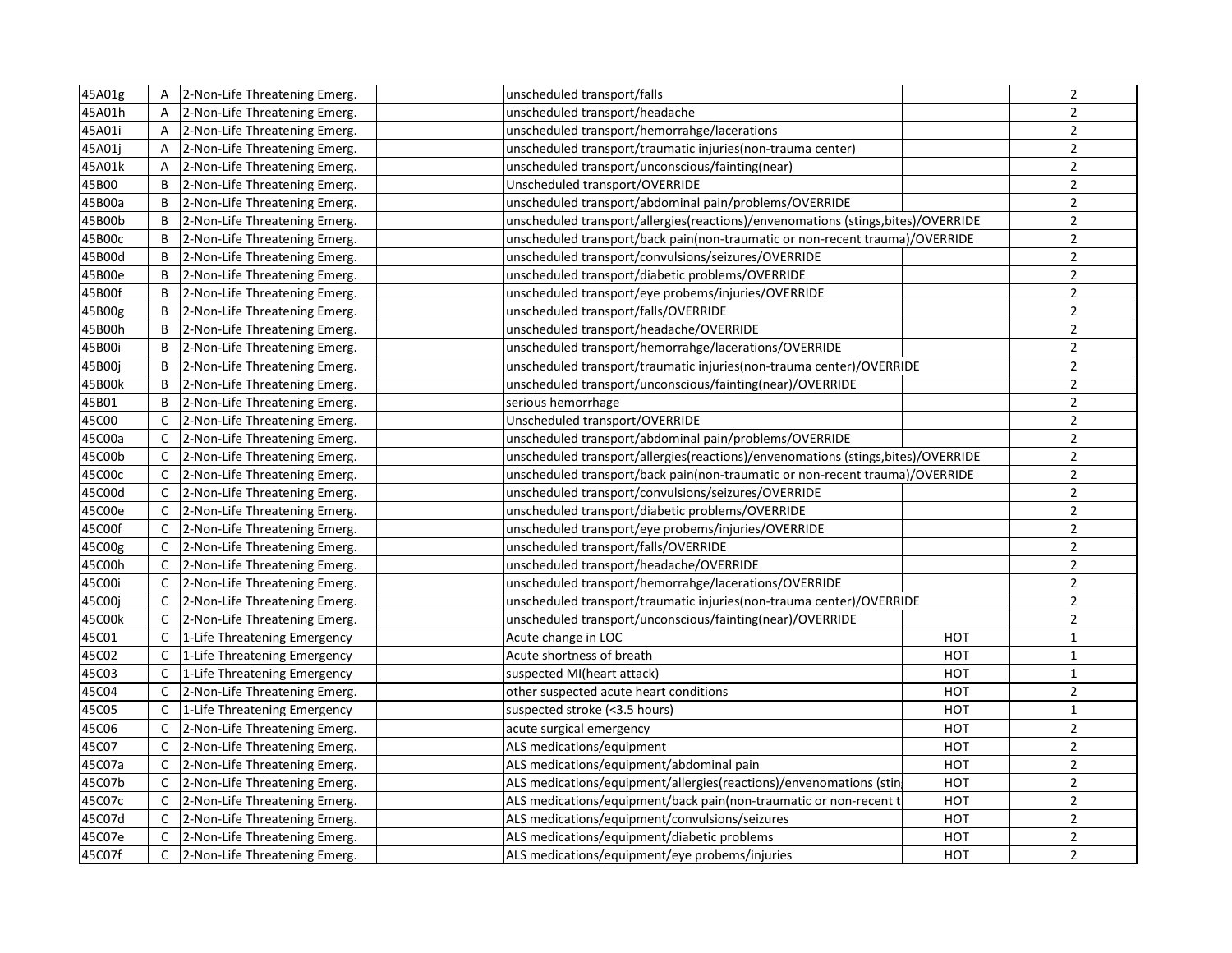| | | | | | | |
|---|---|---|---|---|---|---|
| 45A01g | A | 2-Non-Life Threatening Emerg. | | unscheduled transport/falls | | 2 |
| 45A01h | A | 2-Non-Life Threatening Emerg. | | unscheduled transport/headache | | 2 |
| 45A01i | A | 2-Non-Life Threatening Emerg. | | unscheduled transport/hemorrahge/lacerations | | 2 |
| 45A01j | A | 2-Non-Life Threatening Emerg. | | unscheduled transport/traumatic injuries(non-trauma center) | | 2 |
| 45A01k | A | 2-Non-Life Threatening Emerg. | | unscheduled transport/unconscious/fainting(near) | | 2 |
| 45B00 | B | 2-Non-Life Threatening Emerg. | | Unscheduled transport/OVERRIDE | | 2 |
| 45B00a | B | 2-Non-Life Threatening Emerg. | | unscheduled transport/abdominal pain/problems/OVERRIDE | | 2 |
| 45B00b | B | 2-Non-Life Threatening Emerg. | | unscheduled transport/allergies(reactions)/envenomations (stings,bites)/OVERRIDE | | 2 |
| 45B00c | B | 2-Non-Life Threatening Emerg. | | unscheduled transport/back pain(non-traumatic or non-recent trauma)/OVERRIDE | | 2 |
| 45B00d | B | 2-Non-Life Threatening Emerg. | | unscheduled transport/convulsions/seizures/OVERRIDE | | 2 |
| 45B00e | B | 2-Non-Life Threatening Emerg. | | unscheduled transport/diabetic problems/OVERRIDE | | 2 |
| 45B00f | B | 2-Non-Life Threatening Emerg. | | unscheduled transport/eye probems/injuries/OVERRIDE | | 2 |
| 45B00g | B | 2-Non-Life Threatening Emerg. | | unscheduled transport/falls/OVERRIDE | | 2 |
| 45B00h | B | 2-Non-Life Threatening Emerg. | | unscheduled transport/headache/OVERRIDE | | 2 |
| 45B00i | B | 2-Non-Life Threatening Emerg. | | unscheduled transport/hemorrahge/lacerations/OVERRIDE | | 2 |
| 45B00j | B | 2-Non-Life Threatening Emerg. | | unscheduled transport/traumatic injuries(non-trauma center)/OVERRIDE | | 2 |
| 45B00k | B | 2-Non-Life Threatening Emerg. | | unscheduled transport/unconscious/fainting(near)/OVERRIDE | | 2 |
| 45B01 | B | 2-Non-Life Threatening Emerg. | | serious hemorrhage | | 2 |
| 45C00 | C | 2-Non-Life Threatening Emerg. | | Unscheduled transport/OVERRIDE | | 2 |
| 45C00a | C | 2-Non-Life Threatening Emerg. | | unscheduled transport/abdominal pain/problems/OVERRIDE | | 2 |
| 45C00b | C | 2-Non-Life Threatening Emerg. | | unscheduled transport/allergies(reactions)/envenomations (stings,bites)/OVERRIDE | | 2 |
| 45C00c | C | 2-Non-Life Threatening Emerg. | | unscheduled transport/back pain(non-traumatic or non-recent trauma)/OVERRIDE | | 2 |
| 45C00d | C | 2-Non-Life Threatening Emerg. | | unscheduled transport/convulsions/seizures/OVERRIDE | | 2 |
| 45C00e | C | 2-Non-Life Threatening Emerg. | | unscheduled transport/diabetic problems/OVERRIDE | | 2 |
| 45C00f | C | 2-Non-Life Threatening Emerg. | | unscheduled transport/eye probems/injuries/OVERRIDE | | 2 |
| 45C00g | C | 2-Non-Life Threatening Emerg. | | unscheduled transport/falls/OVERRIDE | | 2 |
| 45C00h | C | 2-Non-Life Threatening Emerg. | | unscheduled transport/headache/OVERRIDE | | 2 |
| 45C00i | C | 2-Non-Life Threatening Emerg. | | unscheduled transport/hemorrahge/lacerations/OVERRIDE | | 2 |
| 45C00j | C | 2-Non-Life Threatening Emerg. | | unscheduled transport/traumatic injuries(non-trauma center)/OVERRIDE | | 2 |
| 45C00k | C | 2-Non-Life Threatening Emerg. | | unscheduled transport/unconscious/fainting(near)/OVERRIDE | | 2 |
| 45C01 | C | 1-Life Threatening Emergency | | Acute change in LOC | HOT | 1 |
| 45C02 | C | 1-Life Threatening Emergency | | Acute shortness of breath | HOT | 1 |
| 45C03 | C | 1-Life Threatening Emergency | | suspected MI(heart attack) | HOT | 1 |
| 45C04 | C | 2-Non-Life Threatening Emerg. | | other suspected acute heart conditions | HOT | 2 |
| 45C05 | C | 1-Life Threatening Emergency | | suspected stroke (<3.5 hours) | HOT | 1 |
| 45C06 | C | 2-Non-Life Threatening Emerg. | | acute surgical emergency | HOT | 2 |
| 45C07 | C | 2-Non-Life Threatening Emerg. | | ALS medications/equipment | HOT | 2 |
| 45C07a | C | 2-Non-Life Threatening Emerg. | | ALS medications/equipment/abdominal pain | HOT | 2 |
| 45C07b | C | 2-Non-Life Threatening Emerg. | | ALS medications/equipment/allergies(reactions)/envenomations (stin | HOT | 2 |
| 45C07c | C | 2-Non-Life Threatening Emerg. | | ALS medications/equipment/back pain(non-traumatic or non-recent t | HOT | 2 |
| 45C07d | C | 2-Non-Life Threatening Emerg. | | ALS medications/equipment/convulsions/seizures | HOT | 2 |
| 45C07e | C | 2-Non-Life Threatening Emerg. | | ALS medications/equipment/diabetic problems | HOT | 2 |
| 45C07f | C | 2-Non-Life Threatening Emerg. | | ALS medications/equipment/eye probems/injuries | HOT | 2 |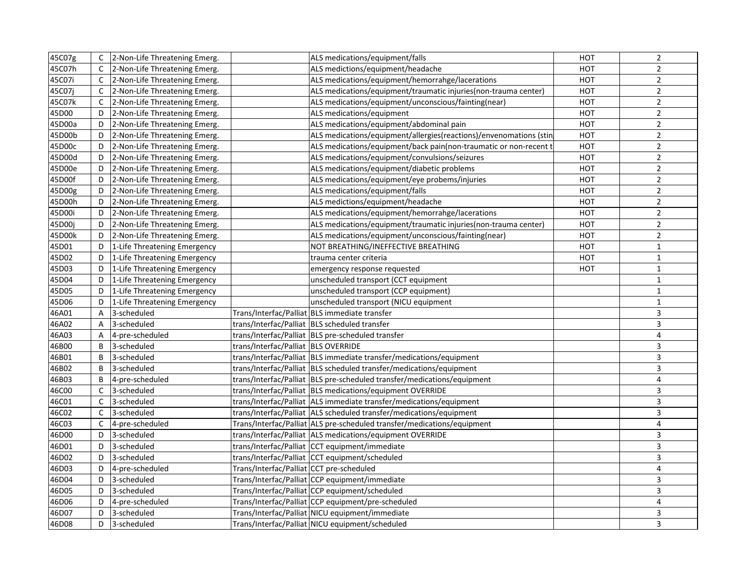| | | | | | | |
|---|---|---|---|---|---|---|
| 45C07g | C | 2-Non-Life Threatening Emerg. | | ALS medications/equipment/falls | HOT | 2 |
| 45C07h | C | 2-Non-Life Threatening Emerg. | | ALS medictions/equipment/headache | HOT | 2 |
| 45C07i | C | 2-Non-Life Threatening Emerg. | | ALS medications/equipment/hemorrahge/lacerations | HOT | 2 |
| 45C07j | C | 2-Non-Life Threatening Emerg. | | ALS medications/equipment/traumatic injuries(non-trauma center) | HOT | 2 |
| 45C07k | C | 2-Non-Life Threatening Emerg. | | ALS medications/equipment/unconscious/fainting(near) | HOT | 2 |
| 45D00 | D | 2-Non-Life Threatening Emerg. | | ALS medications/equipment | HOT | 2 |
| 45D00a | D | 2-Non-Life Threatening Emerg. | | ALS medications/equipment/abdominal pain | HOT | 2 |
| 45D00b | D | 2-Non-Life Threatening Emerg. | | ALS medications/equipment/allergies(reactions)/envenomations (stin | HOT | 2 |
| 45D00c | D | 2-Non-Life Threatening Emerg. | | ALS medications/equipment/back pain(non-traumatic or non-recent t | HOT | 2 |
| 45D00d | D | 2-Non-Life Threatening Emerg. | | ALS medications/equipment/convulsions/seizures | HOT | 2 |
| 45D00e | D | 2-Non-Life Threatening Emerg. | | ALS medications/equipment/diabetic problems | HOT | 2 |
| 45D00f | D | 2-Non-Life Threatening Emerg. | | ALS medications/equipment/eye probems/injuries | HOT | 2 |
| 45D00g | D | 2-Non-Life Threatening Emerg. | | ALS medications/equipment/falls | HOT | 2 |
| 45D00h | D | 2-Non-Life Threatening Emerg. | | ALS medictions/equipment/headache | HOT | 2 |
| 45D00i | D | 2-Non-Life Threatening Emerg. | | ALS medications/equipment/hemorrahge/lacerations | HOT | 2 |
| 45D00j | D | 2-Non-Life Threatening Emerg. | | ALS medications/equipment/traumatic injuries(non-trauma center) | HOT | 2 |
| 45D00k | D | 2-Non-Life Threatening Emerg. | | ALS medications/equipment/unconscious/fainting(near) | HOT | 2 |
| 45D01 | D | 1-Life Threatening Emergency | | NOT BREATHING/INEFFECTIVE BREATHING | HOT | 1 |
| 45D02 | D | 1-Life Threatening Emergency | | trauma center criteria | HOT | 1 |
| 45D03 | D | 1-Life Threatening Emergency | | emergency response requested | HOT | 1 |
| 45D04 | D | 1-Life Threatening Emergency | | unscheduled transport (CCT equipment | | 1 |
| 45D05 | D | 1-Life Threatening Emergency | | unscheduled transport (CCP equipment) | | 1 |
| 45D06 | D | 1-Life Threatening Emergency | | unscheduled transport (NICU equipment | | 1 |
| 46A01 | A | 3-scheduled | Trans/Interfac/Palliat | BLS immediate transfer | | 3 |
| 46A02 | A | 3-scheduled | trans/Interfac/Palliat | BLS scheduled transfer | | 3 |
| 46A03 | A | 4-pre-scheduled | trans/Interfac/Palliat | BLS pre-scheduled transfer | | 4 |
| 46B00 | B | 3-scheduled | trans/Interfac/Palliat | BLS OVERRIDE | | 3 |
| 46B01 | B | 3-scheduled | trans/Interfac/Palliat | BLS immediate transfer/medications/equipment | | 3 |
| 46B02 | B | 3-scheduled | trans/Interfac/Palliat | BLS scheduled transfer/medications/equipment | | 3 |
| 46B03 | B | 4-pre-scheduled | trans/Interfac/Palliat | BLS pre-scheduled transfer/medications/equipment | | 4 |
| 46C00 | C | 3-scheduled | trans/Interfac/Palliat | BLS medications/equipment OVERRIDE | | 3 |
| 46C01 | C | 3-scheduled | trans/Interfac/Palliat | ALS immediate transfer/medications/equipment | | 3 |
| 46C02 | C | 3-scheduled | trans/Interfac/Palliat | ALS scheduled transfer/medications/equipment | | 3 |
| 46C03 | C | 4-pre-scheduled | Trans/Interfac/Palliat | ALS pre-scheduled transfer/medications/equipment | | 4 |
| 46D00 | D | 3-scheduled | trans/Interfac/Palliat | ALS medications/equipment OVERRIDE | | 3 |
| 46D01 | D | 3-scheduled | trans/Interfac/Palliat | CCT equipment/immediate | | 3 |
| 46D02 | D | 3-scheduled | trans/Interfac/Palliat | CCT equipment/scheduled | | 3 |
| 46D03 | D | 4-pre-scheduled | Trans/Interfac/Palliat | CCT pre-scheduled | | 4 |
| 46D04 | D | 3-scheduled | Trans/Interfac/Palliat | CCP equipment/immediate | | 3 |
| 46D05 | D | 3-scheduled | Trans/Interfac/Palliat | CCP equipment/scheduled | | 3 |
| 46D06 | D | 4-pre-scheduled | Trans/Interfac/Palliat | CCP equipment/pre-scheduled | | 4 |
| 46D07 | D | 3-scheduled | Trans/Interfac/Palliat | NICU equipment/immediate | | 3 |
| 46D08 | D | 3-scheduled | Trans/Interfac/Palliat | NICU equipment/scheduled | | 3 |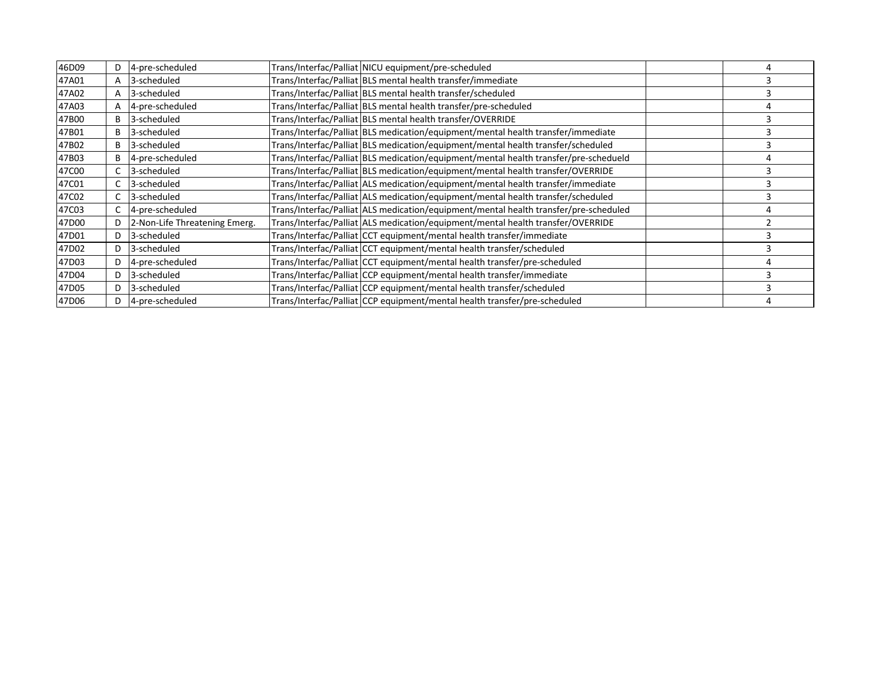| | | | | | | |
|---|---|---|---|---|---|---|
| 46D09 | D | 4-pre-scheduled | Trans/Interfac/Palliat | NICU equipment/pre-scheduled | | 4 |
| 47A01 | A | 3-scheduled | Trans/Interfac/Palliat | BLS mental health transfer/immediate | | 3 |
| 47A02 | A | 3-scheduled | Trans/Interfac/Palliat | BLS mental health transfer/scheduled | | 3 |
| 47A03 | A | 4-pre-scheduled | Trans/Interfac/Palliat | BLS mental health transfer/pre-scheduled | | 4 |
| 47B00 | B | 3-scheduled | Trans/Interfac/Palliat | BLS mental health transfer/OVERRIDE | | 3 |
| 47B01 | B | 3-scheduled | Trans/Interfac/Palliat | BLS medication/equipment/mental health transfer/immediate | | 3 |
| 47B02 | B | 3-scheduled | Trans/Interfac/Palliat | BLS medication/equipment/mental health transfer/scheduled | | 3 |
| 47B03 | B | 4-pre-scheduled | Trans/Interfac/Palliat | BLS medication/equipment/mental health transfer/pre-schedueld | | 4 |
| 47C00 | C | 3-scheduled | Trans/Interfac/Palliat | BLS medication/equipment/mental health transfer/OVERRIDE | | 3 |
| 47C01 | C | 3-scheduled | Trans/Interfac/Palliat | ALS medication/equipment/mental health transfer/immediate | | 3 |
| 47C02 | C | 3-scheduled | Trans/Interfac/Palliat | ALS medication/equipment/mental health transfer/scheduled | | 3 |
| 47C03 | C | 4-pre-scheduled | Trans/Interfac/Palliat | ALS medication/equipment/mental health transfer/pre-scheduled | | 4 |
| 47D00 | D | 2-Non-Life Threatening Emerg. | Trans/Interfac/Palliat | ALS medication/equipment/mental health transfer/OVERRIDE | | 2 |
| 47D01 | D | 3-scheduled | Trans/Interfac/Palliat | CCT equipment/mental health transfer/immediate | | 3 |
| 47D02 | D | 3-scheduled | Trans/Interfac/Palliat | CCT equipment/mental health transfer/scheduled | | 3 |
| 47D03 | D | 4-pre-scheduled | Trans/Interfac/Palliat | CCT equipment/mental health transfer/pre-scheduled | | 4 |
| 47D04 | D | 3-scheduled | Trans/Interfac/Palliat | CCP equipment/mental health transfer/immediate | | 3 |
| 47D05 | D | 3-scheduled | Trans/Interfac/Palliat | CCP equipment/mental health transfer/scheduled | | 3 |
| 47D06 | D | 4-pre-scheduled | Trans/Interfac/Palliat | CCP equipment/mental health transfer/pre-scheduled | | 4 |